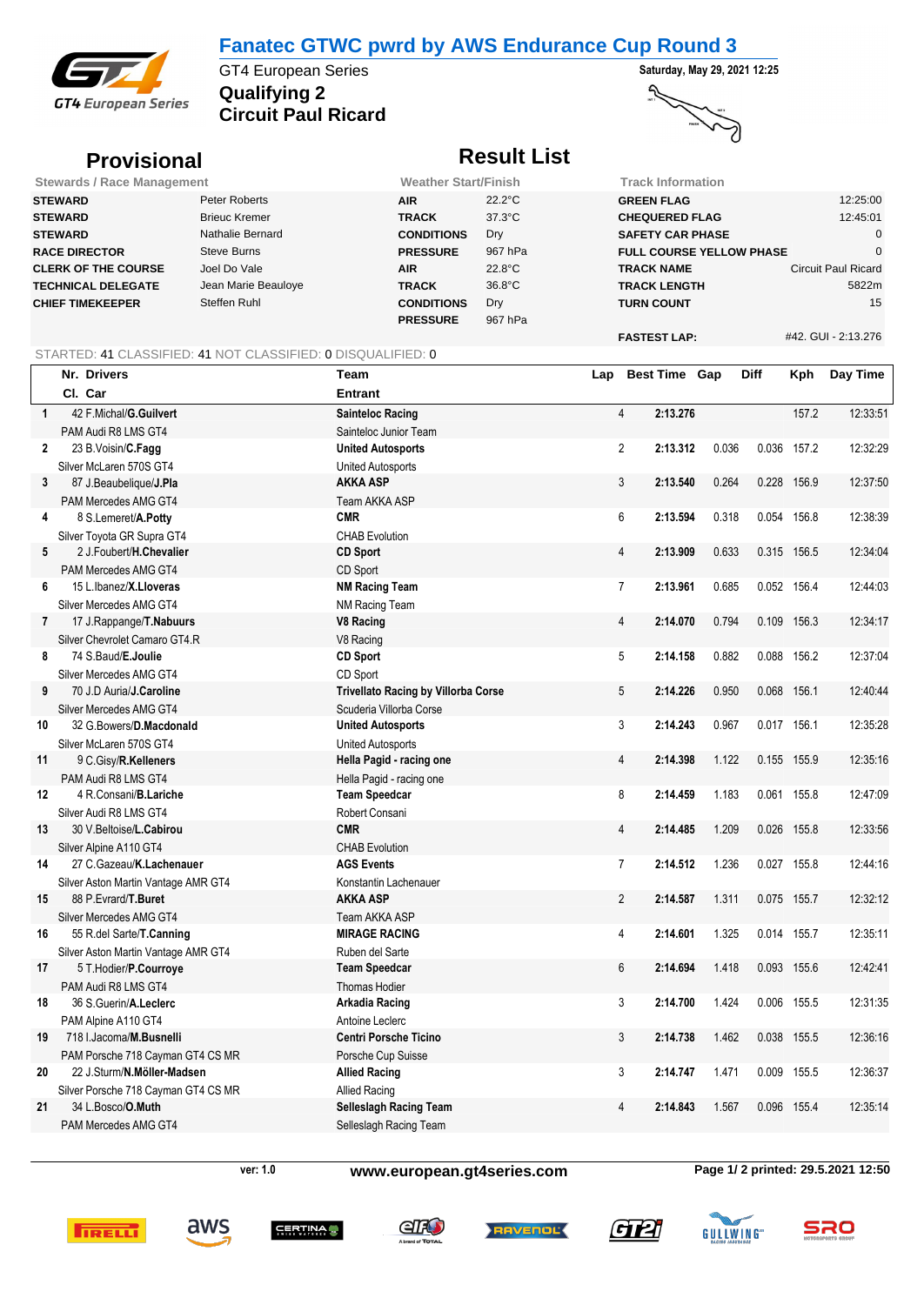# Fanatec GTWC pwrd by AWS Endurance Cup Round 3

GT4 European Series
**Qualifying 2**
**Circuit Paul Ricard**

Saturday, May 29, 2021 12:25

## Provisional

## Result List

| Stewards / Race Management | |
|---|---|
| STEWARD | Peter Roberts |
| STEWARD | Brieuc Kremer |
| STEWARD | Nathalie Bernard |
| RACE DIRECTOR | Steve Burns |
| CLERK OF THE COURSE | Joel Do Vale |
| TECHNICAL DELEGATE | Jean Marie Beauloye |
| CHIEF TIMEKEEPER | Steffen Ruhl |

| Weather Start/Finish | |
|---|---|
| AIR | 22.2°C |
| TRACK | 37.3°C |
| CONDITIONS | Dry |
| PRESSURE | 967 hPa |
| AIR | 22.8°C |
| TRACK | 36.8°C |
| CONDITIONS | Dry |
| PRESSURE | 967 hPa |

| Track Information | |
|---|---|
| GREEN FLAG | 12:25:00 |
| CHEQUERED FLAG | 12:45:01 |
| SAFETY CAR PHASE | 0 |
| FULL COURSE YELLOW PHASE | 0 |
| TRACK NAME | Circuit Paul Ricard |
| TRACK LENGTH | 5822m |
| TURN COUNT | 15 |
| FASTEST LAP: | #42. GUI - 2:13.276 |

STARTED: 41 CLASSIFIED: 41 NOT CLASSIFIED: 0 DISQUALIFIED: 0

| | Nr. Drivers / Cl. Car | Team / Entrant | Lap | Best Time | Gap | Diff | Kph | Day Time |
|---|---|---|---|---|---|---|---|---|
| 1 | 42 F.Michal/**G.Guilvert**<br>PAM Audi R8 LMS GT4 | **Sainteloc Racing**<br>Sainteloc Junior Team | 4 | **2:13.276** | | | 157.2 | 12:33:51 |
| 2 | 23 B.Voisin/**C.Fagg**<br>Silver McLaren 570S GT4 | **United Autosports**<br>United Autosports | 2 | **2:13.312** | 0.036 | 0.036 | 157.2 | 12:32:29 |
| 3 | 87 J.Beaubelique/**J.Pla**<br>PAM Mercedes AMG GT4 | **AKKA ASP**<br>Team AKKA ASP | 3 | **2:13.540** | 0.264 | 0.228 | 156.9 | 12:37:50 |
| 4 | 8 S.Lemeret/**A.Potty**<br>Silver Toyota GR Supra GT4 | **CMR**<br>CHAB Evolution | 6 | **2:13.594** | 0.318 | 0.054 | 156.8 | 12:38:39 |
| 5 | 2 J.Foubert/**H.Chevalier**<br>PAM Mercedes AMG GT4 | **CD Sport**<br>CD Sport | 4 | **2:13.909** | 0.633 | 0.315 | 156.5 | 12:34:04 |
| 6 | 15 L.Ibanez/**X.Lloveras**<br>Silver Mercedes AMG GT4 | **NM Racing Team**<br>NM Racing Team | 7 | **2:13.961** | 0.685 | 0.052 | 156.4 | 12:44:03 |
| 7 | 17 J.Rappange/**T.Nabuurs**<br>Silver Chevrolet Camaro GT4.R | **V8 Racing**<br>V8 Racing | 4 | **2:14.070** | 0.794 | 0.109 | 156.3 | 12:34:17 |
| 8 | 74 S.Baud/**E.Joulie**<br>Silver Mercedes AMG GT4 | **CD Sport**<br>CD Sport | 5 | **2:14.158** | 0.882 | 0.088 | 156.2 | 12:37:04 |
| 9 | 70 J.D Auria/**J.Caroline**<br>Silver Mercedes AMG GT4 | **Trivellato Racing by Villorba Corse**<br>Scuderia Villorba Corse | 5 | **2:14.226** | 0.950 | 0.068 | 156.1 | 12:40:44 |
| 10 | 32 G.Bowers/**D.Macdonald**<br>Silver McLaren 570S GT4 | **United Autosports**<br>United Autosports | 3 | **2:14.243** | 0.967 | 0.017 | 156.1 | 12:35:28 |
| 11 | 9 C.Gisy/**R.Kelleners**<br>PAM Audi R8 LMS GT4 | **Hella Pagid - racing one**<br>Hella Pagid - racing one | 4 | **2:14.398** | 1.122 | 0.155 | 155.9 | 12:35:16 |
| 12 | 4 R.Consani/**B.Lariche**<br>Silver Audi R8 LMS GT4 | **Team Speedcar**<br>Robert Consani | 8 | **2:14.459** | 1.183 | 0.061 | 155.8 | 12:47:09 |
| 13 | 30 V.Beltoise/**L.Cabirou**<br>Silver Alpine A110 GT4 | **CMR**<br>CHAB Evolution | 4 | **2:14.485** | 1.209 | 0.026 | 155.8 | 12:33:56 |
| 14 | 27 C.Gazeau/**K.Lachenauer**<br>Silver Aston Martin Vantage AMR GT4 | **AGS Events**<br>Konstantin Lachenauer | 7 | **2:14.512** | 1.236 | 0.027 | 155.8 | 12:44:16 |
| 15 | 88 P.Evrard/**T.Buret**<br>Silver Mercedes AMG GT4 | **AKKA ASP**<br>Team AKKA ASP | 2 | **2:14.587** | 1.311 | 0.075 | 155.7 | 12:32:12 |
| 16 | 55 R.del Sarte/**T.Canning**<br>Silver Aston Martin Vantage AMR GT4 | **MIRAGE RACING**<br>Ruben del Sarte | 4 | **2:14.601** | 1.325 | 0.014 | 155.7 | 12:35:11 |
| 17 | 5 T.Hodier/**P.Courroye**<br>PAM Audi R8 LMS GT4 | **Team Speedcar**<br>Thomas Hodier | 6 | **2:14.694** | 1.418 | 0.093 | 155.6 | 12:42:41 |
| 18 | 36 S.Guerin/**A.Leclerc**<br>PAM Alpine A110 GT4 | **Arkadia Racing**<br>Antoine Leclerc | 3 | **2:14.700** | 1.424 | 0.006 | 155.5 | 12:31:35 |
| 19 | 718 I.Jacoma/**M.Busnelli**<br>PAM Porsche 718 Cayman GT4 CS MR | **Centri Porsche Ticino**<br>Porsche Cup Suisse | 3 | **2:14.738** | 1.462 | 0.038 | 155.5 | 12:36:16 |
| 20 | 22 J.Sturm/**N.Möller-Madsen**<br>Silver Porsche 718 Cayman GT4 CS MR | **Allied Racing**<br>Allied Racing | 3 | **2:14.747** | 1.471 | 0.009 | 155.5 | 12:36:37 |
| 21 | 34 L.Bosco/**O.Muth**<br>PAM Mercedes AMG GT4 | **Selleslagh Racing Team**<br>Selleslagh Racing Team | 4 | **2:14.843** | 1.567 | 0.096 | 155.4 | 12:35:14 |

ver: 1.0 **www.european.gt4series.com** **Page 1/ 2 printed: 29.5.2021 12:50**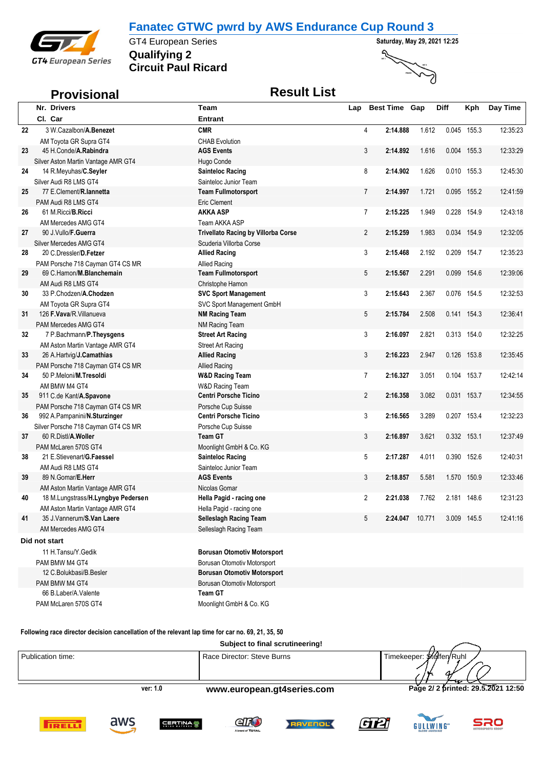# Fanatec GTWC pwrd by AWS Endurance Cup Round 3

GT4 European Series

**Qualifying 2**

**Circuit Paul Ricard**

Saturday, May 29, 2021 12:25

## Provisional Result List

| | Nr. Drivers / Cl. Car | Team / Entrant | Lap | Best Time | Gap | Diff | Kph | Day Time |
|---|---|---|---|---|---|---|---|---|
| 22 | 3 W.Cazalbon/**A.Benezet** AM Toyota GR Supra GT4 | **CMR** CHAB Evolution | 4 | **2:14.888** | 1.612 | 0.045 | 155.3 | 12:35:23 |
| 23 | 45 H.Conde/**A.Rabindra** Silver Aston Martin Vantage AMR GT4 | **AGS Events** Hugo Conde | 3 | **2:14.892** | 1.616 | 0.004 | 155.3 | 12:33:29 |
| 24 | 14 R.Meyuhas/**C.Seyler** Silver Audi R8 LMS GT4 | **Sainteloc Racing** Sainteloc Junior Team | 8 | **2:14.902** | 1.626 | 0.010 | 155.3 | 12:45:30 |
| 25 | 77 E.Clement/**R.Iannetta** PAM Audi R8 LMS GT4 | **Team Fullmotorsport** Eric Clement | 7 | **2:14.997** | 1.721 | 0.095 | 155.2 | 12:41:59 |
| 26 | 61 M.Ricci/**B.Ricci** AM Mercedes AMG GT4 | **AKKA ASP** Team AKKA ASP | 7 | **2:15.225** | 1.949 | 0.228 | 154.9 | 12:43:18 |
| 27 | 90 J.Vullo/**F.Guerra** Silver Mercedes AMG GT4 | **Trivellato Racing by Villorba Corse** Scuderia Villorba Corse | 2 | **2:15.259** | 1.983 | 0.034 | 154.9 | 12:32:05 |
| 28 | 20 C.Dressler/**D.Fetzer** PAM Porsche 718 Cayman GT4 CS MR | **Allied Racing** Allied Racing | 3 | **2:15.468** | 2.192 | 0.209 | 154.7 | 12:35:23 |
| 29 | 69 C.Hamon/**M.Blanchemain** AM Audi R8 LMS GT4 | **Team Fullmotorsport** Christophe Hamon | 5 | **2:15.567** | 2.291 | 0.099 | 154.6 | 12:39:06 |
| 30 | 33 P.Chodzen/**A.Chodzen** AM Toyota GR Supra GT4 | **SVC Sport Management** SVC Sport Management GmbH | 3 | **2:15.643** | 2.367 | 0.076 | 154.5 | 12:32:53 |
| 31 | 126 **F.Vava**/R.Villanueva PAM Mercedes AMG GT4 | **NM Racing Team** NM Racing Team | 5 | **2:15.784** | 2.508 | 0.141 | 154.3 | 12:36:41 |
| 32 | 7 P.Bachmann/**P.Theysgens** AM Aston Martin Vantage AMR GT4 | **Street Art Racing** Street Art Racing | 3 | **2:16.097** | 2.821 | 0.313 | 154.0 | 12:32:25 |
| 33 | 26 A.Hartvig/**J.Camathias** PAM Porsche 718 Cayman GT4 CS MR | **Allied Racing** Allied Racing | 3 | **2:16.223** | 2.947 | 0.126 | 153.8 | 12:35:45 |
| 34 | 50 P.Meloni/**M.Tresoldi** AM BMW M4 GT4 | **W&D Racing Team** W&D Racing Team | 7 | **2:16.327** | 3.051 | 0.104 | 153.7 | 12:42:14 |
| 35 | 911 C.de Kant/**A.Spavone** PAM Porsche 718 Cayman GT4 CS MR | **Centri Porsche Ticino** Porsche Cup Suisse | 2 | **2:16.358** | 3.082 | 0.031 | 153.7 | 12:34:55 |
| 36 | 992 A.Pampanini/**N.Sturzinger** Silver Porsche 718 Cayman GT4 CS MR | **Centri Porsche Ticino** Porsche Cup Suisse | 3 | **2:16.565** | 3.289 | 0.207 | 153.4 | 12:32:23 |
| 37 | 60 R.Distl/**A.Woller** PAM McLaren 570S GT4 | **Team GT** Moonlight GmbH & Co. KG | 3 | **2:16.897** | 3.621 | 0.332 | 153.1 | 12:37:49 |
| 38 | 21 E.Stievenart/**G.Faessel** AM Audi R8 LMS GT4 | **Sainteloc Racing** Sainteloc Junior Team | 5 | **2:17.287** | 4.011 | 0.390 | 152.6 | 12:40:31 |
| 39 | 89 N.Gomar/**E.Herr** AM Aston Martin Vantage AMR GT4 | **AGS Events** Nicolas Gomar | 3 | **2:18.857** | 5.581 | 1.570 | 150.9 | 12:33:46 |
| 40 | 18 M.Lungstrass/**H.Lyngbye Pedersen** AM Aston Martin Vantage AMR GT4 | **Hella Pagid - racing one** Hella Pagid - racing one | 2 | **2:21.038** | 7.762 | 2.181 | 148.6 | 12:31:23 |
| 41 | 35 J.Vannerum/**S.Van Laere** AM Mercedes AMG GT4 | **Selleslagh Racing Team** Selleslagh Racing Team | 5 | **2:24.047** | 10.771 | 3.009 | 145.5 | 12:41:16 |

**Did not start**

| | Nr. Drivers / Cl. Car | Team / Entrant |
|---|---|---|
| | 11 H.Tansu/Y.Gedik PAM BMW M4 GT4 | **Borusan Otomotiv Motorsport** Borusan Otomotiv Motorsport |
| | 12 C.Bolukbasi/B.Besler PAM BMW M4 GT4 | **Borusan Otomotiv Motorsport** Borusan Otomotiv Motorsport |
| | 66 B.Laber/A.Valente PAM McLaren 570S GT4 | **Team GT** Moonlight GmbH & Co. KG |

**Following race director decision cancellation of the relevant lap time for car no. 69, 21, 35, 50**

**Subject to final scrutineering!**

| Publication time: | Race Director: Steve Burns | Timekeeper: Steffen Ruhl |
|---|---|---|

ver: 1.0 **www.european.gt4series.com** Page 2/ 2 printed: 29.5.2021 12:50